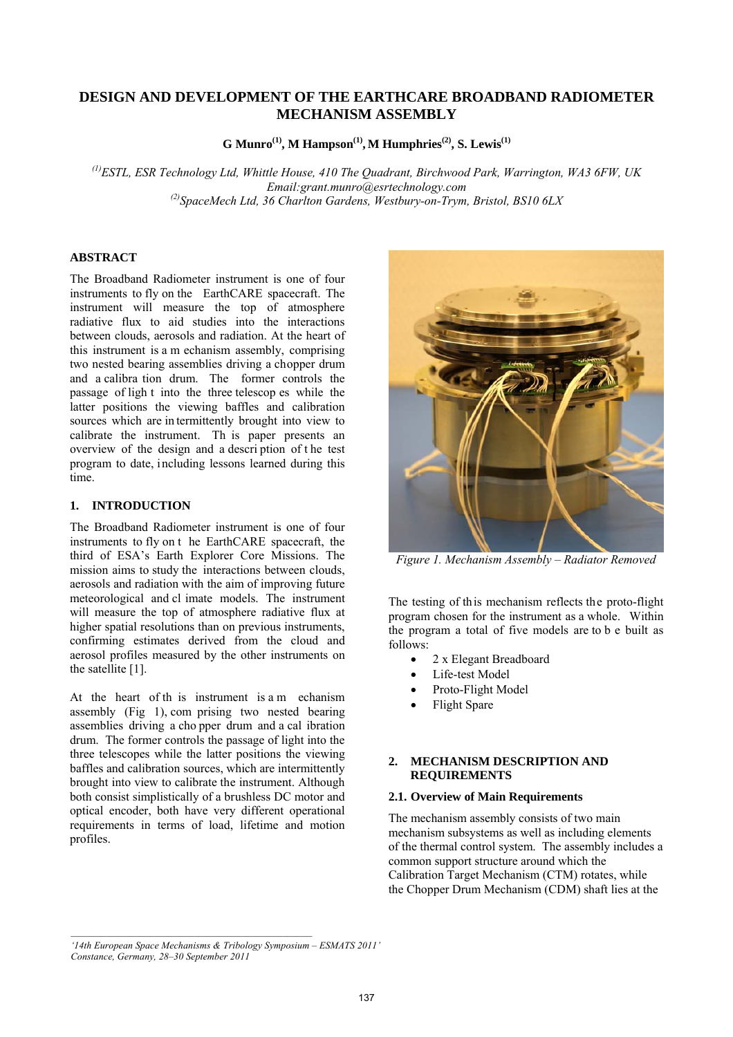# DESIGN AND DEVELOPMENT OF THE EARTHCARE BROADBAND RADIOMETER MECHANISM ASSEMBLY

**G Munro[1], M Hampson[1], M Humphries[2], S. Lewis[1]**

*[1]ESTL, ESR Technology Ltd, Whittle House, 410 The Quadrant, Birchwood Park, Warrington, WA3 6FW, UK*
*Email:grant.munro@esrtechnology.com*
*[2]SpaceMech Ltd, 36 Charlton Gardens, Westbury-on-Trym, Bristol, BS10 6LX*

## ABSTRACT

The Broadband Radiometer instrument is one of four instruments to fly on the EarthCARE spacecraft. The instrument will measure the top of atmosphere radiative flux to aid studies into the interactions between clouds, aerosols and radiation. At the heart of this instrument is a mechanism assembly, comprising two nested bearing assemblies driving a chopper drum and a calibration drum. The former controls the passage of light into the three telescopes while the latter positions the viewing baffles and calibration sources which are intermittently brought into view to calibrate the instrument. This paper presents an overview of the design and a description of the test program to date, including lessons learned during this time.

## 1. INTRODUCTION

The Broadband Radiometer instrument is one of four instruments to fly on the EarthCARE spacecraft, the third of ESA's Earth Explorer Core Missions. The mission aims to study the interactions between clouds, aerosols and radiation with the aim of improving future meteorological and climate models. The instrument will measure the top of atmosphere radiative flux at higher spatial resolutions than on previous instruments, confirming estimates derived from the cloud and aerosol profiles measured by the other instruments on the satellite [1].

At the heart of this instrument is a mechanism assembly (Fig 1), comprising two nested bearing assemblies driving a chopper drum and a calibration drum. The former controls the passage of light into the three telescopes while the latter positions the viewing baffles and calibration sources, which are intermittently brought into view to calibrate the instrument. Although both consist simplistically of a brushless DC motor and optical encoder, both have very different operational requirements in terms of load, lifetime and motion profiles.

*Figure 1. Mechanism Assembly – Radiator Removed*

The testing of this mechanism reflects the proto-flight program chosen for the instrument as a whole. Within the program a total of five models are to be built as follows:

- 2 x Elegant Breadboard
- Life-test Model
- Proto-Flight Model
- Flight Spare

## 2. MECHANISM DESCRIPTION AND REQUIREMENTS

### 2.1. Overview of Main Requirements

The mechanism assembly consists of two main mechanism subsystems as well as including elements of the thermal control system. The assembly includes a common support structure around which the Calibration Target Mechanism (CTM) rotates, while the Chopper Drum Mechanism (CDM) shaft lies at the

*'14th European Space Mechanisms & Tribology Symposium – ESMATS 2011'*
*Constance, Germany, 28–30 September 2011*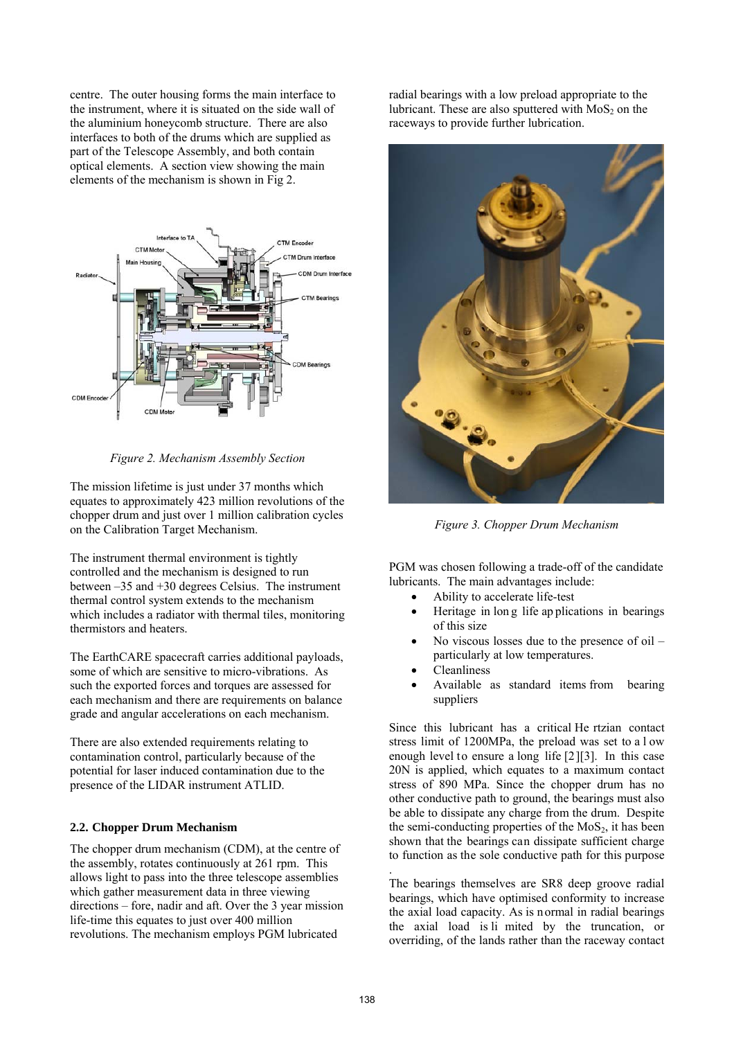centre. The outer housing forms the main interface to the instrument, where it is situated on the side wall of the aluminium honeycomb structure. There are also interfaces to both of the drums which are supplied as part of the Telescope Assembly, and both contain optical elements. A section view showing the main elements of the mechanism is shown in Fig 2.

Interface to TA
CTM Motor
Main Housing
Radiator
CTM Encoder
CTM Drum Interface
CDM Drum Interface
CTM Bearings
CDM Bearings
CDM Encoder
CDM Motor

*Figure 2. Mechanism Assembly Section*

The mission lifetime is just under 37 months which equates to approximately 423 million revolutions of the chopper drum and just over 1 million calibration cycles on the Calibration Target Mechanism.

The instrument thermal environment is tightly controlled and the mechanism is designed to run between –35 and +30 degrees Celsius. The instrument thermal control system extends to the mechanism which includes a radiator with thermal tiles, monitoring thermistors and heaters.

The EarthCARE spacecraft carries additional payloads, some of which are sensitive to micro-vibrations. As such the exported forces and torques are assessed for each mechanism and there are requirements on balance grade and angular accelerations on each mechanism.

There are also extended requirements relating to contamination control, particularly because of the potential for laser induced contamination due to the presence of the LIDAR instrument ATLID.

### 2.2. Chopper Drum Mechanism

The chopper drum mechanism (CDM), at the centre of the assembly, rotates continuously at 261 rpm. This allows light to pass into the three telescope assemblies which gather measurement data in three viewing directions – fore, nadir and aft. Over the 3 year mission life-time this equates to just over 400 million revolutions. The mechanism employs PGM lubricated radial bearings with a low preload appropriate to the lubricant. These are also sputtered with $MoS_2$ on the raceways to provide further lubrication.

*Figure 3. Chopper Drum Mechanism*

PGM was chosen following a trade-off of the candidate lubricants. The main advantages include:

- Ability to accelerate life-test
- Heritage in long life applications in bearings of this size
- No viscous losses due to the presence of oil – particularly at low temperatures.
- Cleanliness
- Available as standard items from bearing suppliers

Since this lubricant has a critical Hertzian contact stress limit of 1200MPa, the preload was set to a low enough level to ensure a long life [2][3]. In this case 20N is applied, which equates to a maximum contact stress of 890 MPa. Since the chopper drum has no other conductive path to ground, the bearings must also be able to dissipate any charge from the drum. Despite the semi-conducting properties of the $MoS_2$, it has been shown that the bearings can dissipate sufficient charge to function as the sole conductive path for this purpose.

The bearings themselves are SR8 deep groove radial bearings, which have optimised conformity to increase the axial load capacity. As is normal in radial bearings the axial load is limited by the truncation, or overriding, of the lands rather than the raceway contact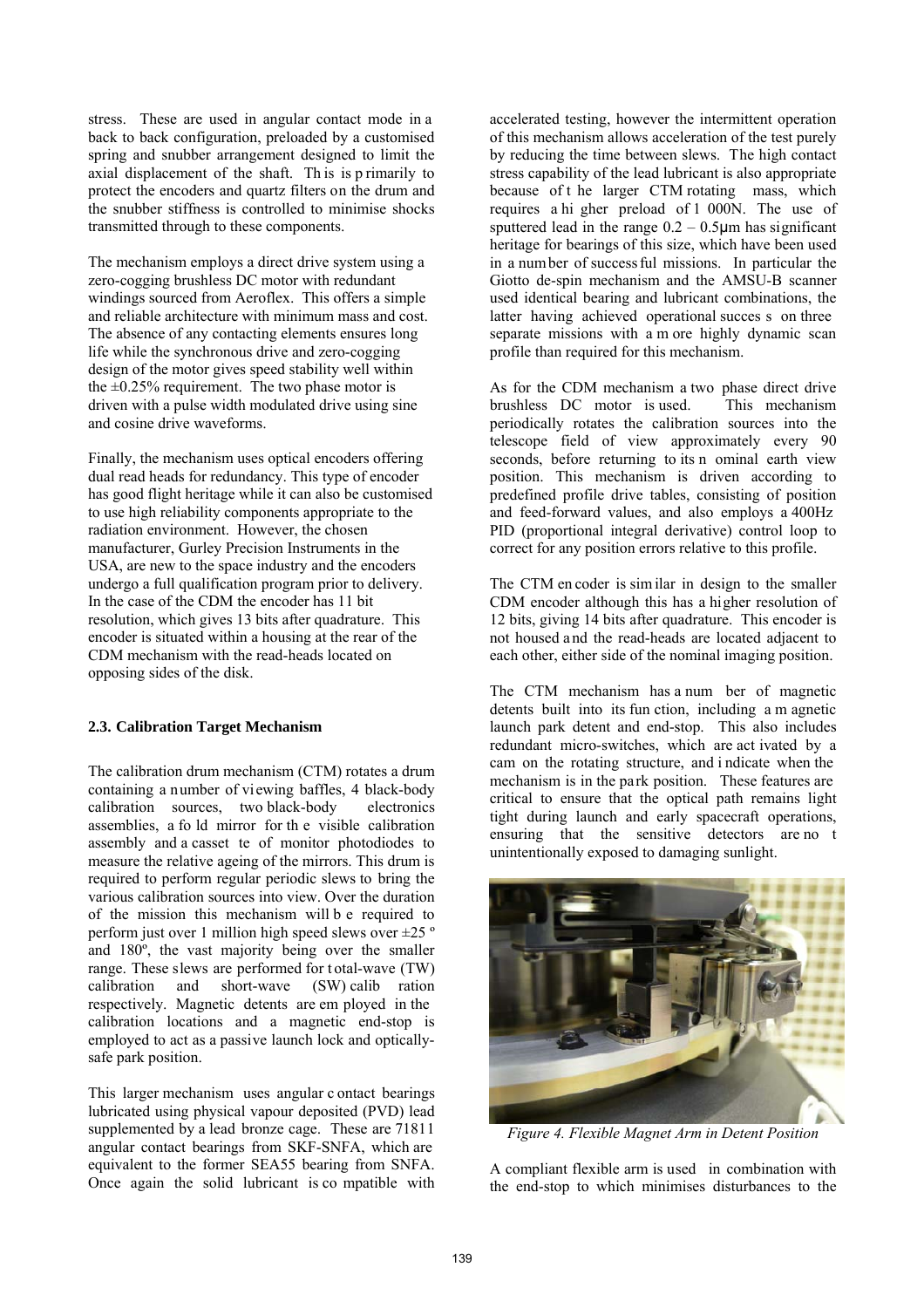stress. These are used in angular contact mode in a back to back configuration, preloaded by a customised spring and snubber arrangement designed to limit the axial displacement of the shaft. This is primarily to protect the encoders and quartz filters on the drum and the snubber stiffness is controlled to minimise shocks transmitted through to these components.

The mechanism employs a direct drive system using a zero-cogging brushless DC motor with redundant windings sourced from Aeroflex. This offers a simple and reliable architecture with minimum mass and cost. The absence of any contacting elements ensures long life while the synchronous drive and zero-cogging design of the motor gives speed stability well within the ±0.25% requirement. The two phase motor is driven with a pulse width modulated drive using sine and cosine drive waveforms.

Finally, the mechanism uses optical encoders offering dual read heads for redundancy. This type of encoder has good flight heritage while it can also be customised to use high reliability components appropriate to the radiation environment. However, the chosen manufacturer, Gurley Precision Instruments in the USA, are new to the space industry and the encoders undergo a full qualification program prior to delivery. In the case of the CDM the encoder has 11 bit resolution, which gives 13 bits after quadrature. This encoder is situated within a housing at the rear of the CDM mechanism with the read-heads located on opposing sides of the disk.

### 2.3. Calibration Target Mechanism

The calibration drum mechanism (CTM) rotates a drum containing a number of viewing baffles, 4 black-body calibration sources, two black-body electronics assemblies, a fold mirror for the visible calibration assembly and a cassette of monitor photodiodes to measure the relative ageing of the mirrors. This drum is required to perform regular periodic slews to bring the various calibration sources into view. Over the duration of the mission this mechanism will be required to perform just over 1 million high speed slews over ±25 º and 180º, the vast majority being over the smaller range. These slews are performed for total-wave (TW) calibration and short-wave (SW) calibration respectively. Magnetic detents are employed in the calibration locations and a magnetic end-stop is employed to act as a passive launch lock and optically-safe park position.

This larger mechanism uses angular contact bearings lubricated using physical vapour deposited (PVD) lead supplemented by a lead bronze cage. These are 71811 angular contact bearings from SKF-SNFA, which are equivalent to the former SEA55 bearing from SNFA. Once again the solid lubricant is compatible with accelerated testing, however the intermittent operation of this mechanism allows acceleration of the test purely by reducing the time between slews. The high contact stress capability of the lead lubricant is also appropriate because of the larger CTM rotating mass, which requires a higher preload of 1 000N. The use of sputtered lead in the range 0.2 – 0.5μm has significant heritage for bearings of this size, which have been used in a number of successful missions. In particular the Giotto de-spin mechanism and the AMSU-B scanner used identical bearing and lubricant combinations, the latter having achieved operational success on three separate missions with a more highly dynamic scan profile than required for this mechanism.

As for the CDM mechanism a two phase direct drive brushless DC motor is used. This mechanism periodically rotates the calibration sources into the telescope field of view approximately every 90 seconds, before returning to its nominal earth view position. This mechanism is driven according to predefined profile drive tables, consisting of position and feed-forward values, and also employs a 400Hz PID (proportional integral derivative) control loop to correct for any position errors relative to this profile.

The CTM encoder is similar in design to the smaller CDM encoder although this has a higher resolution of 12 bits, giving 14 bits after quadrature. This encoder is not housed and the read-heads are located adjacent to each other, either side of the nominal imaging position.

The CTM mechanism has a number of magnetic detents built into its function, including a magnetic launch park detent and end-stop. This also includes redundant micro-switches, which are activated by a cam on the rotating structure, and indicate when the mechanism is in the park position. These features are critical to ensure that the optical path remains light tight during launch and early spacecraft operations, ensuring that the sensitive detectors are not unintentionally exposed to damaging sunlight.

*Figure 4. Flexible Magnet Arm in Detent Position*

A compliant flexible arm is used in combination with the end-stop to which minimises disturbances to the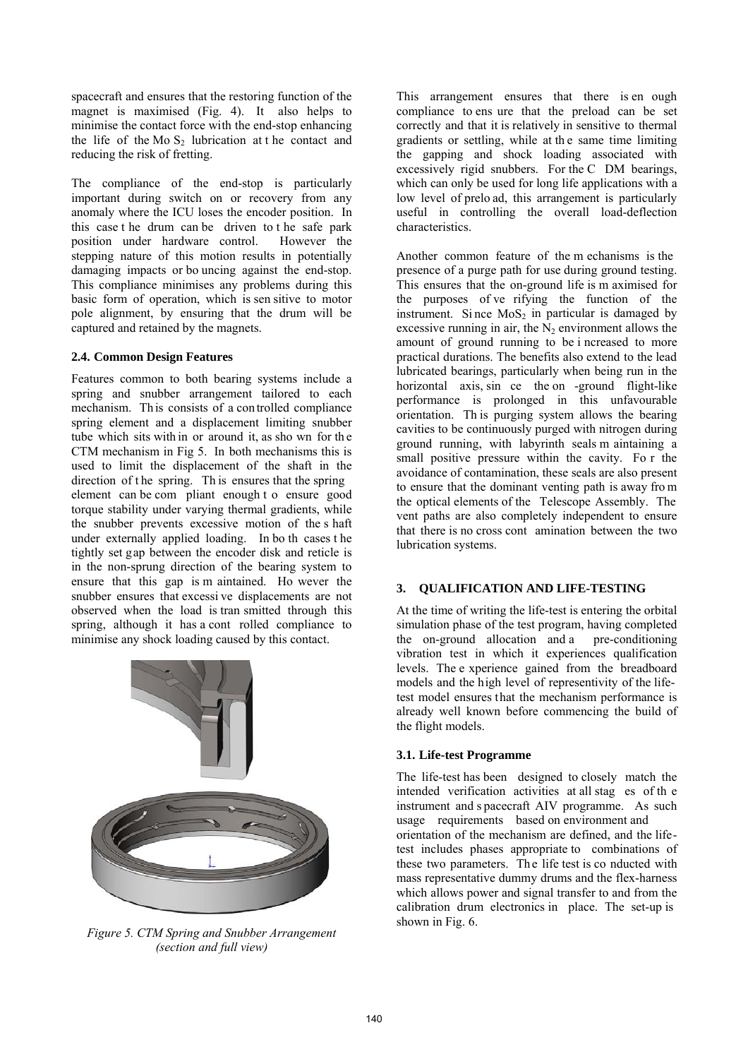spacecraft and ensures that the restoring function of the magnet is maximised (Fig. 4). It also helps to minimise the contact force with the end-stop enhancing the life of the $MoS_2$ lubrication at the contact and reducing the risk of fretting.

The compliance of the end-stop is particularly important during switch on or recovery from any anomaly where the ICU loses the encoder position. In this case the drum can be driven to the safe park position under hardware control. However the stepping nature of this motion results in potentially damaging impacts or bouncing against the end-stop. This compliance minimises any problems during this basic form of operation, which is sensitive to motor pole alignment, by ensuring that the drum will be captured and retained by the magnets.

### 2.4. Common Design Features

Features common to both bearing systems include a spring and snubber arrangement tailored to each mechanism. This consists of a controlled compliance spring element and a displacement limiting snubber tube which sits within or around it, as shown for the CTM mechanism in Fig 5. In both mechanisms this is used to limit the displacement of the shaft in the direction of the spring. This ensures that the spring element can be compliant enough to ensure good torque stability under varying thermal gradients, while the snubber prevents excessive motion of the shaft under externally applied loading. In both cases the tightly set gap between the encoder disk and reticle is in the non-sprung direction of the bearing system to ensure that this gap is maintained. However the snubber ensures that excessive displacements are not observed when the load is transmitted through this spring, although it has a controlled compliance to minimise any shock loading caused by this contact.

*Figure 5. CTM Spring and Snubber Arrangement (section and full view)*

This arrangement ensures that there is enough compliance to ensure that the preload can be set correctly and that it is relatively insensitive to thermal gradients or settling, while at the same time limiting the gapping and shock loading associated with excessively rigid snubbers. For the CDM bearings, which can only be used for long life applications with a low level of preload, this arrangement is particularly useful in controlling the overall load-deflection characteristics.

Another common feature of the mechanisms is the presence of a purge path for use during ground testing. This ensures that the on-ground life is maximised for the purposes of verifying the function of the instrument. Since $MoS_2$ in particular is damaged by excessive running in air, the $N_2$ environment allows the amount of ground running to be increased to more practical durations. The benefits also extend to the lead lubricated bearings, particularly when being run in the horizontal axis, since the on-ground flight-like performance is prolonged in this unfavourable orientation. This purging system allows the bearing cavities to be continuously purged with nitrogen during ground running, with labyrinth seals maintaining a small positive pressure within the cavity. For the avoidance of contamination, these seals are also present to ensure that the dominant venting path is away from the optical elements of the Telescope Assembly. The vent paths are also completely independent to ensure that there is no cross contamination between the two lubrication systems.

## 3. QUALIFICATION AND LIFE-TESTING

At the time of writing the life-test is entering the orbital simulation phase of the test program, having completed the on-ground allocation and a pre-conditioning vibration test in which it experiences qualification levels. The experience gained from the breadboard models and the high level of representivity of the life-test model ensures that the mechanism performance is already well known before commencing the build of the flight models.

### 3.1. Life-test Programme

The life-test has been designed to closely match the intended verification activities at all stages of the instrument and spacecraft AIV programme. As such usage requirements based on environment and orientation of the mechanism are defined, and the life-test includes phases appropriate to combinations of these two parameters. The life test is conducted with mass representative dummy drums and the flex-harness which allows power and signal transfer to and from the calibration drum electronics in place. The set-up is shown in Fig. 6.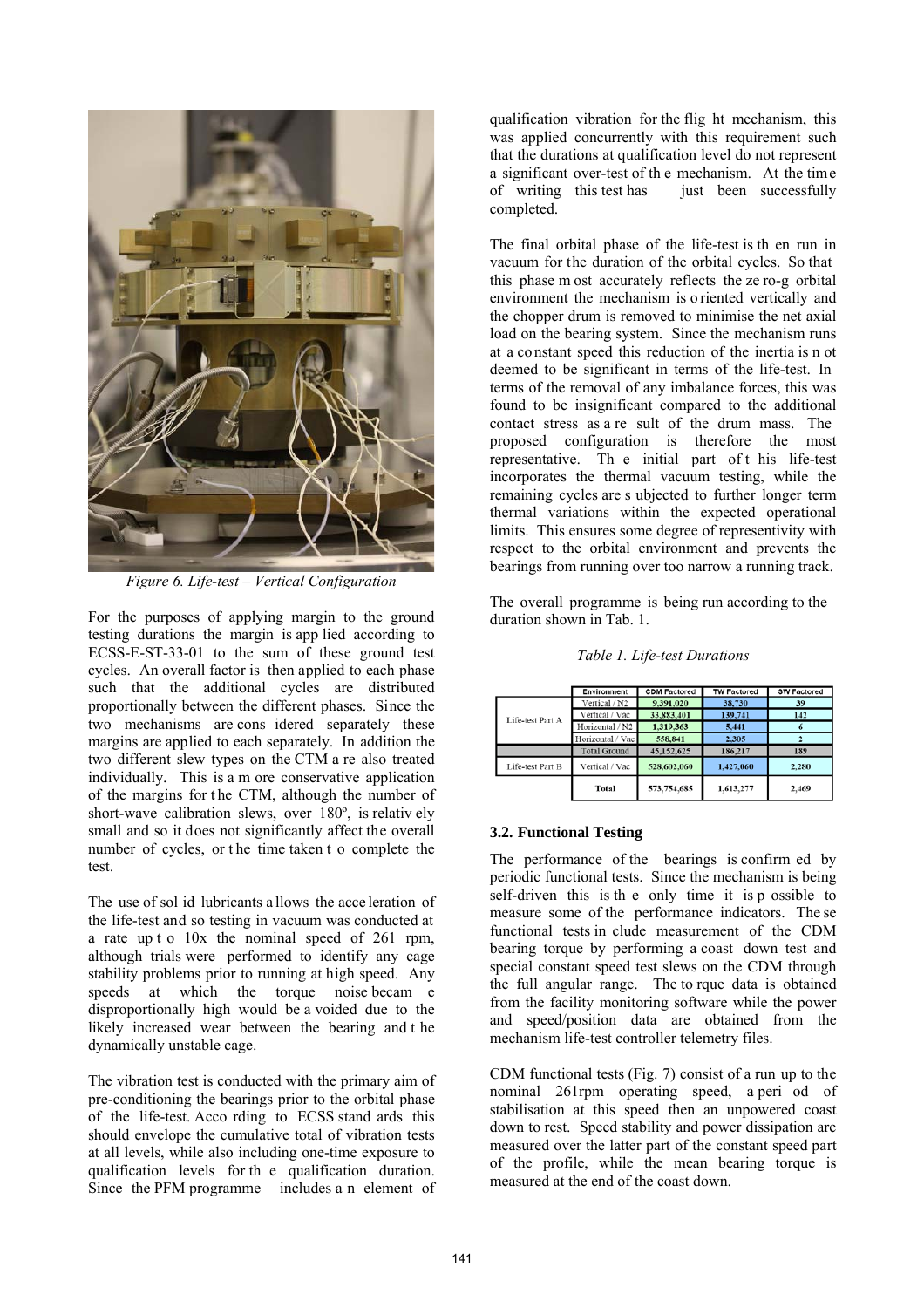*Figure 6. Life-test – Vertical Configuration*

For the purposes of applying margin to the ground testing durations the margin is applied according to ECSS-E-ST-33-01 to the sum of these ground test cycles. An overall factor is then applied to each phase such that the additional cycles are distributed proportionally between the different phases. Since the two mechanisms are considered separately these margins are applied to each separately. In addition the two different slew types on the CTM are also treated individually. This is a more conservative application of the margins for the CTM, although the number of short-wave calibration slews, over 180º, is relatively small and so it does not significantly affect the overall number of cycles, or the time taken to complete the test.

The use of solid lubricants allows the acceleration of the life-test and so testing in vacuum was conducted at a rate up to 10x the nominal speed of 261 rpm, although trials were performed to identify any cage stability problems prior to running at high speed. Any speeds at which the torque noise became disproportionally high would be avoided due to the likely increased wear between the bearing and the dynamically unstable cage.

The vibration test is conducted with the primary aim of pre-conditioning the bearings prior to the orbital phase of the life-test. According to ECSS standards this should envelope the cumulative total of vibration tests at all levels, while also including one-time exposure to qualification levels for the qualification duration. Since the PFM programme includes an element of qualification vibration for the flight mechanism, this was applied concurrently with this requirement such that the durations at qualification level do not represent a significant over-test of the mechanism. At the time of writing this test has just been successfully completed.

The final orbital phase of the life-test is then run in vacuum for the duration of the orbital cycles. So that this phase most accurately reflects the zero-g orbital environment the mechanism is oriented vertically and the chopper drum is removed to minimise the net axial load on the bearing system. Since the mechanism runs at a constant speed this reduction of the inertia is not deemed to be significant in terms of the life-test. In terms of the removal of any imbalance forces, this was found to be insignificant compared to the additional contact stress as a result of the drum mass. The proposed configuration is therefore the most representative. The initial part of this life-test incorporates the thermal vacuum testing, while the remaining cycles are subjected to further longer term thermal variations within the expected operational limits. This ensures some degree of representivity with respect to the orbital environment and prevents the bearings from running over too narrow a running track.

The overall programme is being run according to the duration shown in Tab. 1.

*Table 1. Life-test Durations*

| | Environment | CDM Factored | TW Factored | SW Factored |
|---|---|---|---|---|
| Life-test Part A | Vertical / N2 | 9,391,020 | 38,730 | 39 |
| | Vertical / Vac | 33,883,401 | 139,741 | 142 |
| | Horizontal / N2 | 1,319,363 | 5,441 | 6 |
| | Horizontal / Vac | 558,841 | 2,305 | 2 |
| | Total Ground | 45,152,625 | 186,217 | 189 |
| Life-test Part B | Vertical / Vac | 528,602,060 | 1,427,060 | 2,280 |
| | Total | 573,754,685 | 1,613,277 | 2,469 |

### 3.2. Functional Testing

The performance of the bearings is confirmed by periodic functional tests. Since the mechanism is being self-driven this is the only time it is possible to measure some of the performance indicators. These functional tests include measurement of the CDM bearing torque by performing a coast down test and special constant speed test slews on the CDM through the full angular range. The torque data is obtained from the facility monitoring software while the power and speed/position data are obtained from the mechanism life-test controller telemetry files.

CDM functional tests (Fig. 7) consist of a run up to the nominal 261rpm operating speed, a period of stabilisation at this speed then an unpowered coast down to rest. Speed stability and power dissipation are measured over the latter part of the constant speed part of the profile, while the mean bearing torque is measured at the end of the coast down.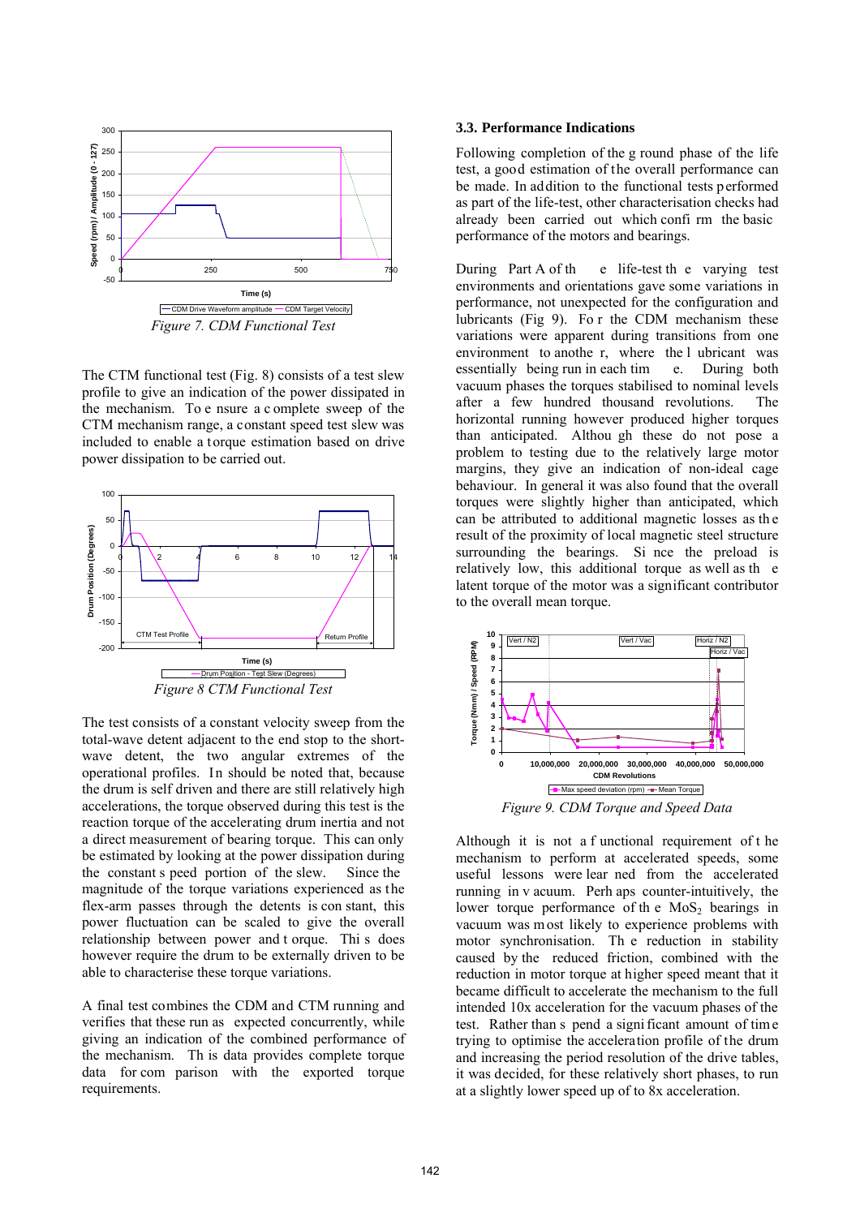300
250
200
150
100
50
0
-50
0
250
500
750
Speed (rpm) / Amplitude (0 - 127)
Time (s)
CDM Drive Waveform amplitude
CDM Target Velocity

*Figure 7. CDM Functional Test*

The CTM functional test (Fig. 8) consists of a test slew profile to give an indication of the power dissipated in the mechanism. To ensure a complete sweep of the CTM mechanism range, a constant speed test slew was included to enable a torque estimation based on drive power dissipation to be carried out.

100
50
0
-50
-100
-150
-200
0
2
4
6
8
10
12
14
Drum Position (Degrees)
Time (s)
CTM Test Profile
Return Profile
Drum Position - Test Slew (Degrees)

*Figure 8 CTM Functional Test*

The test consists of a constant velocity sweep from the total-wave detent adjacent to the end stop to the short-wave detent, the two angular extremes of the operational profiles. In should be noted that, because the drum is self driven and there are still relatively high accelerations, the torque observed during this test is the reaction torque of the accelerating drum inertia and not a direct measurement of bearing torque. This can only be estimated by looking at the power dissipation during the constant speed portion of the slew. Since the magnitude of the torque variations experienced as the flex-arm passes through the detents is constant, this power fluctuation can be scaled to give the overall relationship between power and torque. This does however require the drum to be externally driven to be able to characterise these torque variations.

A final test combines the CDM and CTM running and verifies that these run as expected concurrently, while giving an indication of the combined performance of the mechanism. This data provides complete torque data for comparison with the exported torque requirements.

### 3.3. Performance Indications

Following completion of the ground phase of the life test, a good estimation of the overall performance can be made. In addition to the functional tests performed as part of the life-test, other characterisation checks had already been carried out which confirm the basic performance of the motors and bearings.

During Part A of the life-test the varying test environments and orientations gave some variations in performance, not unexpected for the configuration and lubricants (Fig 9). For the CDM mechanism these variations were apparent during transitions from one environment to another, where the lubricant was essentially being run in each time. During both vacuum phases the torques stabilised to nominal levels after a few hundred thousand revolutions. The horizontal running however produced higher torques than anticipated. Although these do not pose a problem to testing due to the relatively large motor margins, they give an indication of non-ideal cage behaviour. In general it was also found that the overall torques were slightly higher than anticipated, which can be attributed to additional magnetic losses as the result of the proximity of local magnetic steel structure surrounding the bearings. Since the preload is relatively low, this additional torque as well as the latent torque of the motor was a significant contributor to the overall mean torque.

10
9
8
7
6
5
4
3
2
1
0
0
10,000,000
20,000,000
30,000,000
40,000,000
50,000,000
Torque (Nmm) / Speed (RPM)
CDM Revolutions
Vert / N2
Vert / Vac
Horiz / N2
Horiz / Vac
Max speed deviation (rpm)
Mean Torque

*Figure 9. CDM Torque and Speed Data*

Although it is not a functional requirement of the mechanism to perform at accelerated speeds, some useful lessons were learned from the accelerated running in vacuum. Perhaps counter-intuitively, the lower torque performance of the $MoS_2$ bearings in vacuum was most likely to experience problems with motor synchronisation. The reduction in stability caused by the reduced friction, combined with the reduction in motor torque at higher speed meant that it became difficult to accelerate the mechanism to the full intended 10x acceleration for the vacuum phases of the test. Rather than spend a significant amount of time trying to optimise the acceleration profile of the drum and increasing the period resolution of the drive tables, it was decided, for these relatively short phases, to run at a slightly lower speed up of to 8x acceleration.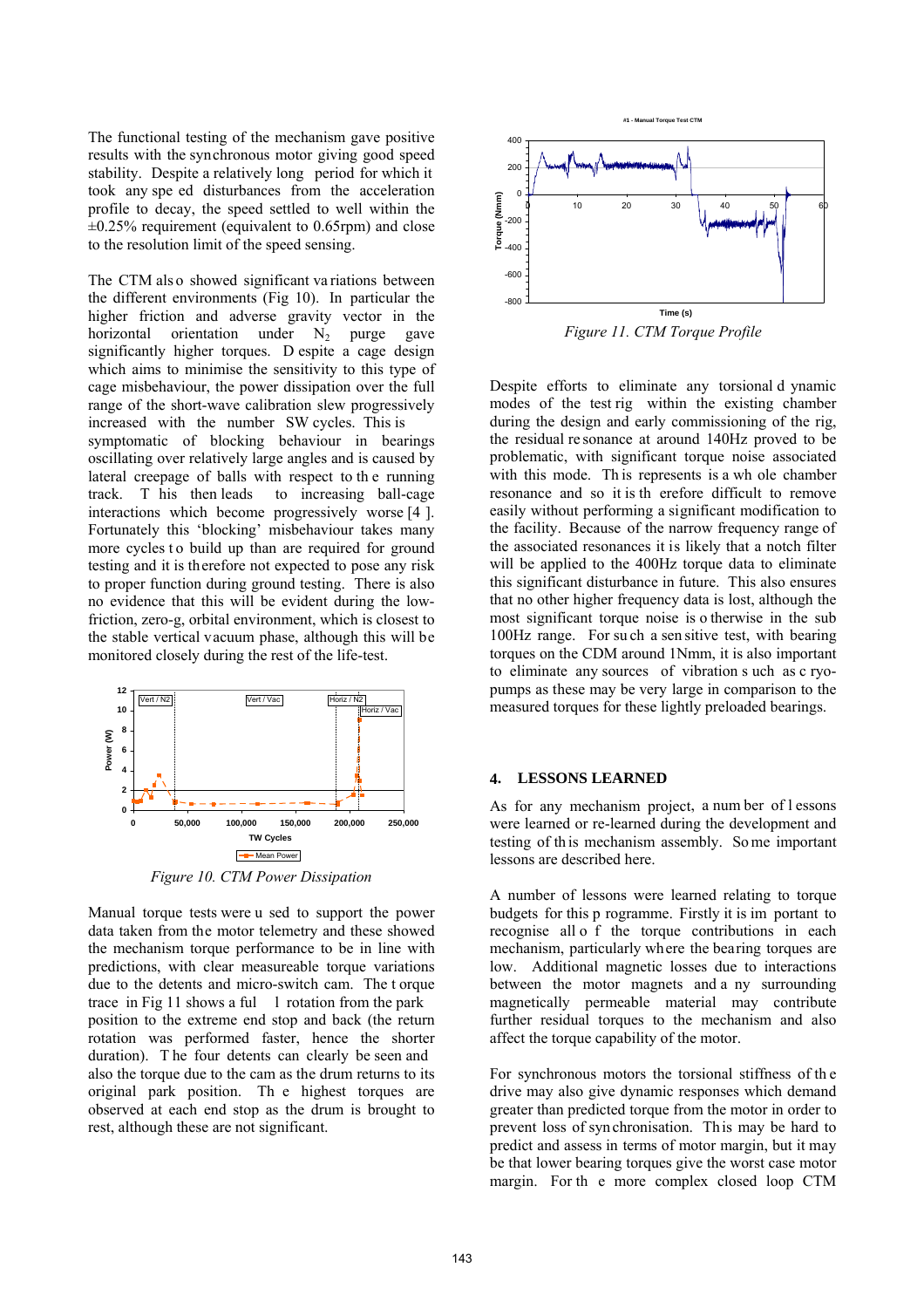The functional testing of the mechanism gave positive results with the synchronous motor giving good speed stability. Despite a relatively long period for which it took any speed disturbances from the acceleration profile to decay, the speed settled to well within the ±0.25% requirement (equivalent to 0.65rpm) and close to the resolution limit of the speed sensing.

The CTM also showed significant variations between the different environments (Fig 10). In particular the higher friction and adverse gravity vector in the horizontal orientation under $N_2$ purge gave significantly higher torques. Despite a cage design which aims to minimise the sensitivity to this type of cage misbehaviour, the power dissipation over the full range of the short-wave calibration slew progressively increased with the number SW cycles. This is symptomatic of blocking behaviour in bearings oscillating over relatively large angles and is caused by lateral creepage of balls with respect to the running track. This then leads to increasing ball-cage interactions which become progressively worse [4]. Fortunately this 'blocking' misbehaviour takes many more cycles to build up than are required for ground testing and it is therefore not expected to pose any risk to proper function during ground testing. There is also no evidence that this will be evident during the low-friction, zero-g, orbital environment, which is closest to the stable vertical vacuum phase, although this will be monitored closely during the rest of the life-test.

12
10
8
6
4
2
0
Power (W)
0
50,000
100,000
150,000
200,000
250,000
TW Cycles
Vert / N2
Vert / Vac
Horiz / N2
Horiz / Vac
Mean Power

*Figure 10. CTM Power Dissipation*

Manual torque tests were used to support the power data taken from the motor telemetry and these showed the mechanism torque performance to be in line with predictions, with clear measureable torque variations due to the detents and micro-switch cam. The torque trace in Fig 11 shows a full rotation from the park position to the extreme end stop and back (the return rotation was performed faster, hence the shorter duration). The four detents can clearly be seen and also the torque due to the cam as the drum returns to its original park position. The highest torques are observed at each end stop as the drum is brought to rest, although these are not significant.

#1 - Manual Torque Test CTM
400
200
0
-200
-400
-600
-800
Torque (Nmm)
0
10
20
30
40
50
60
Time (s)

*Figure 11. CTM Torque Profile*

Despite efforts to eliminate any torsional dynamic modes of the test rig within the existing chamber during the design and early commissioning of the rig, the residual resonance at around 140Hz proved to be problematic, with significant torque noise associated with this mode. This represents is a whole chamber resonance and so it is therefore difficult to remove easily without performing a significant modification to the facility. Because of the narrow frequency range of the associated resonances it is likely that a notch filter will be applied to the 400Hz torque data to eliminate this significant disturbance in future. This also ensures that no other higher frequency data is lost, although the most significant torque noise is otherwise in the sub 100Hz range. For such a sensitive test, with bearing torques on the CDM around 1Nmm, it is also important to eliminate any sources of vibration such as cryo-pumps as these may be very large in comparison to the measured torques for these lightly preloaded bearings.

## 4. LESSONS LEARNED

As for any mechanism project, a number of lessons were learned or re-learned during the development and testing of this mechanism assembly. Some important lessons are described here.

A number of lessons were learned relating to torque budgets for this programme. Firstly it is important to recognise all of the torque contributions in each mechanism, particularly where the bearing torques are low. Additional magnetic losses due to interactions between the motor magnets and any surrounding magnetically permeable material may contribute further residual torques to the mechanism and also affect the torque capability of the motor.

For synchronous motors the torsional stiffness of the drive may also give dynamic responses which demand greater than predicted torque from the motor in order to prevent loss of synchronisation. This may be hard to predict and assess in terms of motor margin, but it may be that lower bearing torques give the worst case motor margin. For the more complex closed loop CTM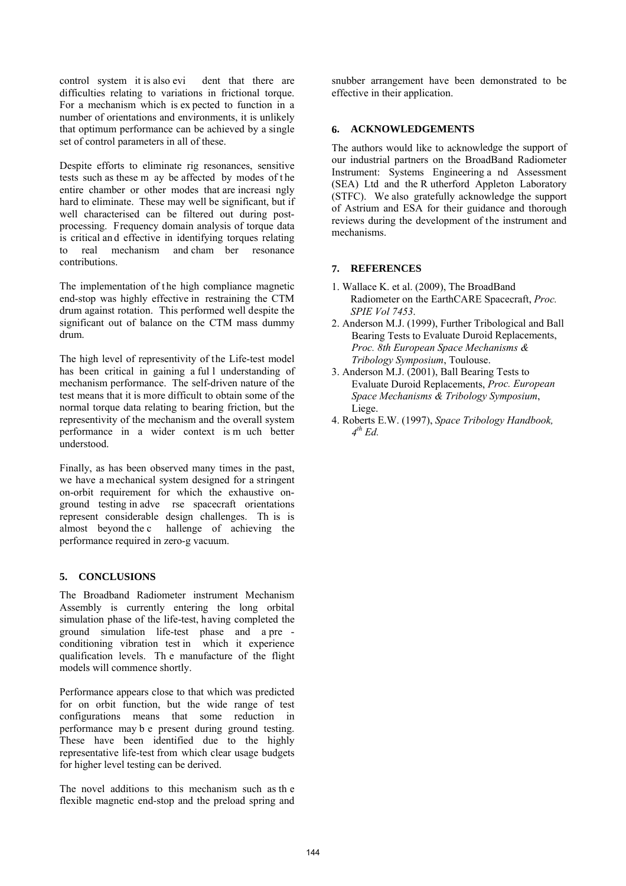control system it is also evident that there are difficulties relating to variations in frictional torque. For a mechanism which is expected to function in a number of orientations and environments, it is unlikely that optimum performance can be achieved by a single set of control parameters in all of these.

Despite efforts to eliminate rig resonances, sensitive tests such as these may be affected by modes of the entire chamber or other modes that are increasingly hard to eliminate. These may well be significant, but if well characterised can be filtered out during post-processing. Frequency domain analysis of torque data is critical and effective in identifying torques relating to real mechanism and chamber resonance contributions.

The implementation of the high compliance magnetic end-stop was highly effective in restraining the CTM drum against rotation. This performed well despite the significant out of balance on the CTM mass dummy drum.

The high level of representivity of the Life-test model has been critical in gaining a full understanding of mechanism performance. The self-driven nature of the test means that it is more difficult to obtain some of the normal torque data relating to bearing friction, but the representivity of the mechanism and the overall system performance in a wider context is much better understood.

Finally, as has been observed many times in the past, we have a mechanical system designed for a stringent on-orbit requirement for which the exhaustive on-ground testing in adverse spacecraft orientations represent considerable design challenges. This is almost beyond the challenge of achieving the performance required in zero-g vacuum.

## 5. CONCLUSIONS

The Broadband Radiometer instrument Mechanism Assembly is currently entering the long orbital simulation phase of the life-test, having completed the ground simulation life-test phase and a pre-conditioning vibration test in which it experience qualification levels. The manufacture of the flight models will commence shortly.

Performance appears close to that which was predicted for on orbit function, but the wide range of test configurations means that some reduction in performance may be present during ground testing. These have been identified due to the highly representative life-test from which clear usage budgets for higher level testing can be derived.

The novel additions to this mechanism such as the flexible magnetic end-stop and the preload spring and snubber arrangement have been demonstrated to be effective in their application.

## 6. ACKNOWLEDGEMENTS

The authors would like to acknowledge the support of our industrial partners on the BroadBand Radiometer Instrument: Systems Engineering and Assessment (SEA) Ltd and the Rutherford Appleton Laboratory (STFC). We also gratefully acknowledge the support of Astrium and ESA for their guidance and thorough reviews during the development of the instrument and mechanisms.

## 7. REFERENCES

1. Wallace K. et al. (2009), The BroadBand Radiometer on the EarthCARE Spacecraft, *Proc. SPIE Vol 7453*.
2. Anderson M.J. (1999), Further Tribological and Ball Bearing Tests to Evaluate Duroid Replacements, *Proc. 8th European Space Mechanisms & Tribology Symposium*, Toulouse.
3. Anderson M.J. (2001), Ball Bearing Tests to Evaluate Duroid Replacements, *Proc. European Space Mechanisms & Tribology Symposium*, Liege.
4. Roberts E.W. (1997), *Space Tribology Handbook, 4th Ed.*